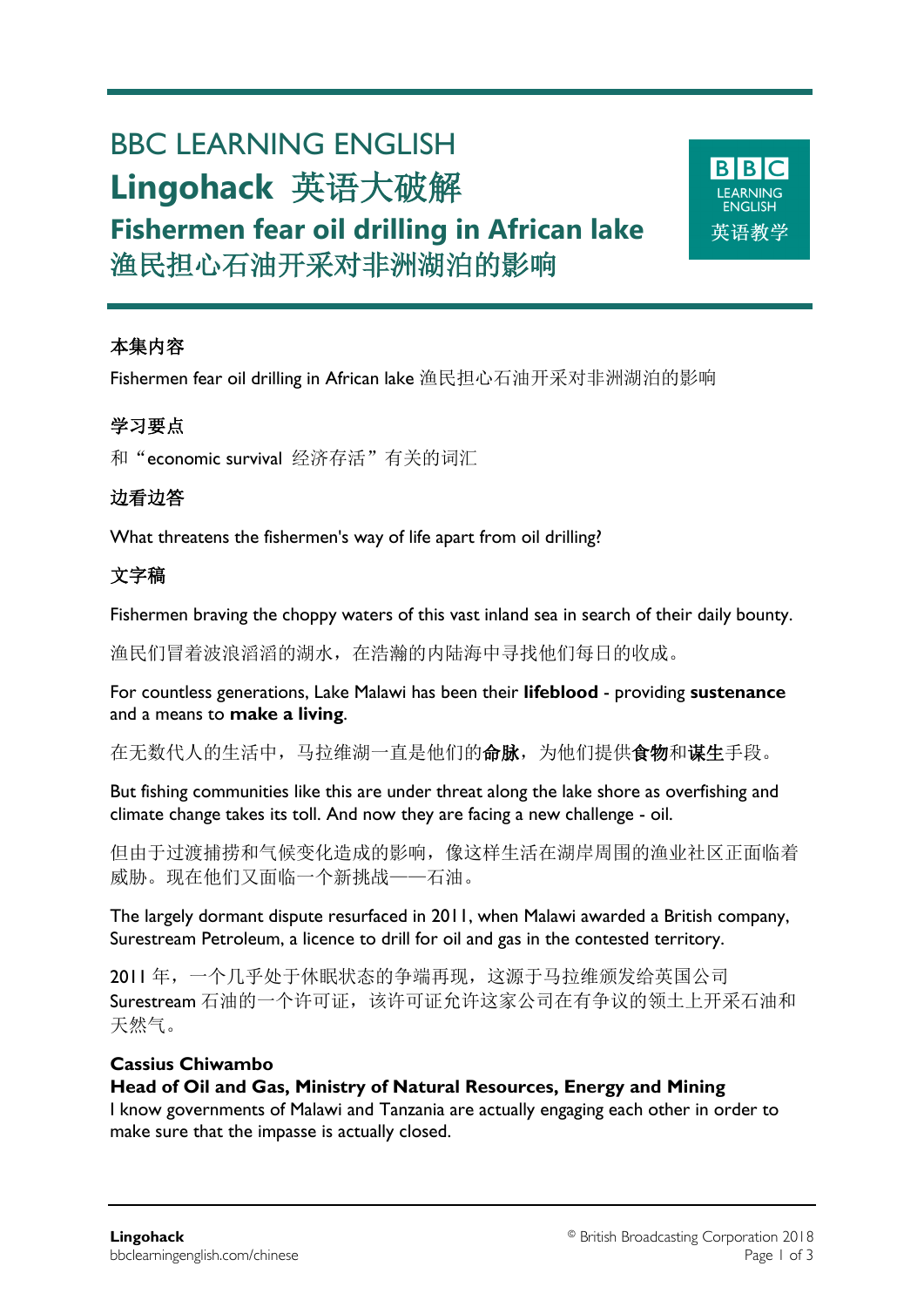# BBC LEARNING ENGLISH **Lingohack** 英语大破解

# **Fishermen fear oil drilling in African lake** 渔民担心石油开采对非洲湖泊的影响



## 本集内容

Fishermen fear oil drilling in African lake 渔民担心石油开采对非洲湖泊的影响

# 学习要点

和"economic survival 经济存活"有关的词汇

# 边看边答

What threatens the fishermen's way of life apart from oil drilling?

# 文字稿

Fishermen braving the choppy waters of this vast inland sea in search of their daily bounty.

渔民们冒着波浪滔滔的湖水,在浩瀚的内陆海中寻找他们每日的收成。

For countless generations, Lake Malawi has been their **lifeblood** - providing **sustenance** and a means to **make a living**.

在无数代人的生活中,马拉维湖一直是他们的命脉,为他们提供食物和谋生手段。

But fishing communities like this are under threat along the lake shore as overfishing and climate change takes its toll. And now they are facing a new challenge - oil.

但由于过渡捕捞和气候变化造成的影响,像这样生活在湖岸周围的渔业社区正面临着 威胁。现在他们又面临一个新挑战——石油。

The largely dormant dispute resurfaced in 2011, when Malawi awarded a British company, Surestream Petroleum, a licence to drill for oil and gas in the contested territory.

2011 年,一个几乎处于休眠状态的争端再现,这源于马拉维颁发给英国公司 Surestream 石油的一个许可证,该许可证允许这家公司在有争议的领土上开采石油和 天然气。

#### **Cassius Chiwambo**

**Head of Oil and Gas, Ministry of Natural Resources, Energy and Mining**

I know governments of Malawi and Tanzania are actually engaging each other in order to make sure that the impasse is actually closed.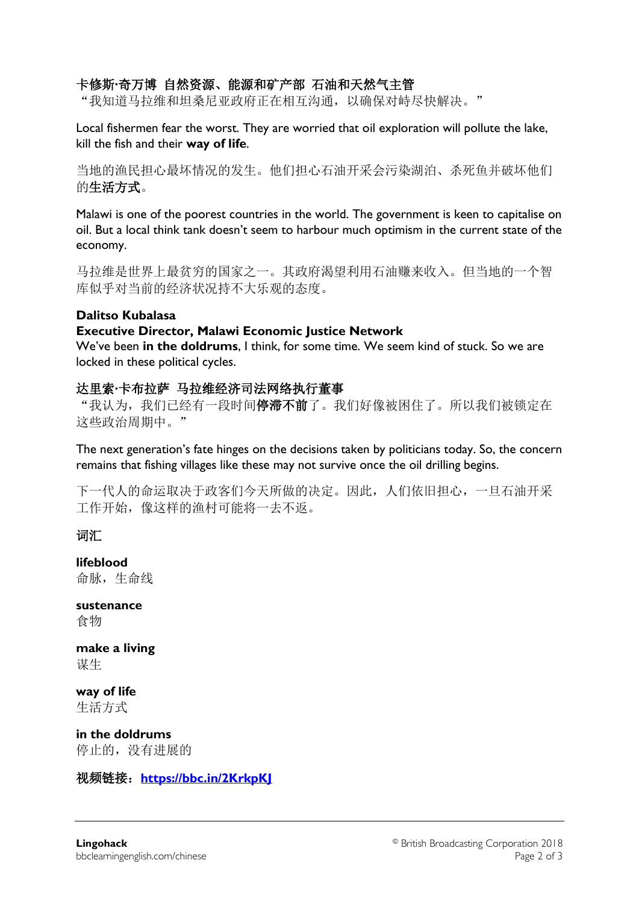## 卡修斯**·**奇万博 自然资源、能源和矿产部 石油和天然气主管

"我知道马拉维和坦桑尼亚政府正在相互沟通,以确保对峙尽快解决。"

Local fishermen fear the worst. They are worried that oil exploration will pollute the lake, kill the fish and their **way of life**.

当地的渔民担心最坏情况的发生。他们担心石油开采会污染湖泊、杀死鱼并破坏他们 的生活方式。

Malawi is one of the poorest countries in the world. The government is keen to capitalise on oil. But a local think tank doesn't seem to harbour much optimism in the current state of the economy.

马拉维是世界上最贫穷的国家之一。其政府渴望利用石油赚来收入。但当地的一个智 库似乎对当前的经济状况持不大乐观的态度。

#### **Dalitso Kubalasa**

#### **Executive Director, Malawi Economic Justice Network**

We've been **in the doldrums**, I think, for some time. We seem kind of stuck. So we are locked in these political cycles.

#### 达里索**·**卡布拉萨 马拉维经济司法网络执行董事

"我认为,我们已经有一段时间停滞不前了。我们好像被困住了。所以我们被锁定在 这些政治周期中。"

The next generation's fate hinges on the decisions taken by politicians today. So, the concern remains that fishing villages like these may not survive once the oil drilling begins.

下一代人的命运取决于政客们今天所做的决定。因此,人们依旧担心,一旦石油开采 工作开始,像这样的渔村可能将一去不返。

#### 词汇

**lifeblood** 命脉,生命线

**sustenance** 食物

**make a living** 谋生

**way of life** 生活方式

**in the doldrums** 停止的,没有进展的

#### 视频链接:**<https://bbc.in/2KrkpKJ>**